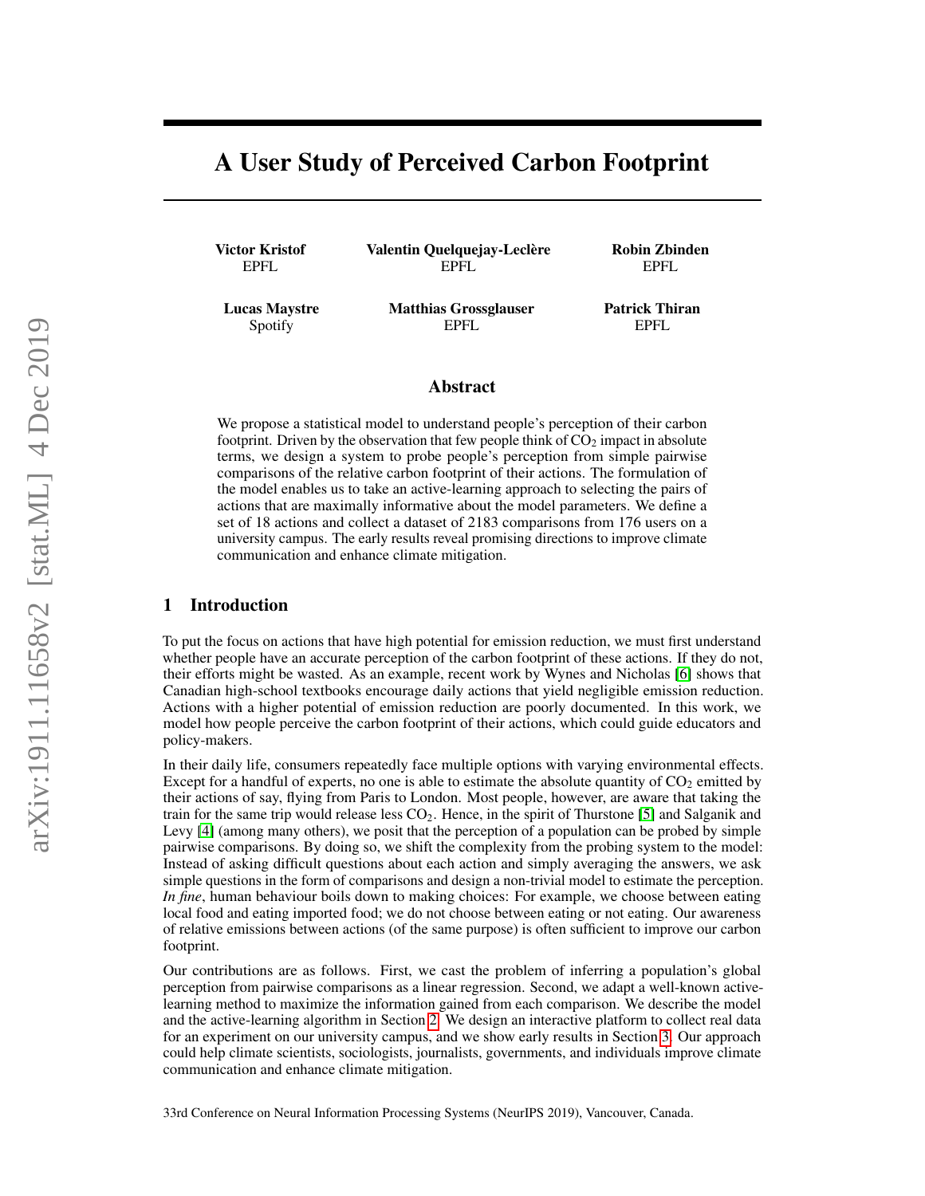# A User Study of Perceived Carbon Footprint

**Victor Kristof**
EPFL

**Valentin Quelquejay-Leclère**
EPFL

**Robin Zbinden**
EPFL

**Lucas Maystre**
Spotify

**Matthias Grossglauser**
EPFL

**Patrick Thiran**
EPFL

## Abstract

We propose a statistical model to understand people's perception of their carbon footprint. Driven by the observation that few people think of $CO_2$ impact in absolute terms, we design a system to probe people's perception from simple pairwise comparisons of the relative carbon footprint of their actions. The formulation of the model enables us to take an active-learning approach to selecting the pairs of actions that are maximally informative about the model parameters. We define a set of 18 actions and collect a dataset of 2183 comparisons from 176 users on a university campus. The early results reveal promising directions to improve climate communication and enhance climate mitigation.

## 1 Introduction

To put the focus on actions that have high potential for emission reduction, we must first understand whether people have an accurate perception of the carbon footprint of these actions. If they do not, their efforts might be wasted. As an example, recent work by Wynes and Nicholas [6] shows that Canadian high-school textbooks encourage daily actions that yield negligible emission reduction. Actions with a higher potential of emission reduction are poorly documented. In this work, we model how people perceive the carbon footprint of their actions, which could guide educators and policy-makers.

In their daily life, consumers repeatedly face multiple options with varying environmental effects. Except for a handful of experts, no one is able to estimate the absolute quantity of $CO_2$ emitted by their actions of say, flying from Paris to London. Most people, however, are aware that taking the train for the same trip would release less $CO_2$. Hence, in the spirit of Thurstone [5] and Salganik and Levy [4] (among many others), we posit that the perception of a population can be probed by simple pairwise comparisons. By doing so, we shift the complexity from the probing system to the model: Instead of asking difficult questions about each action and simply averaging the answers, we ask simple questions in the form of comparisons and design a non-trivial model to estimate the perception. *In fine*, human behaviour boils down to making choices: For example, we choose between eating local food and eating imported food; we do not choose between eating or not eating. Our awareness of relative emissions between actions (of the same purpose) is often sufficient to improve our carbon footprint.

Our contributions are as follows. First, we cast the problem of inferring a population's global perception from pairwise comparisons as a linear regression. Second, we adapt a well-known active-learning method to maximize the information gained from each comparison. We describe the model and the active-learning algorithm in Section 2. We design an interactive platform to collect real data for an experiment on our university campus, and we show early results in Section 3. Our approach could help climate scientists, sociologists, journalists, governments, and individuals improve climate communication and enhance climate mitigation.

33rd Conference on Neural Information Processing Systems (NeurIPS 2019), Vancouver, Canada.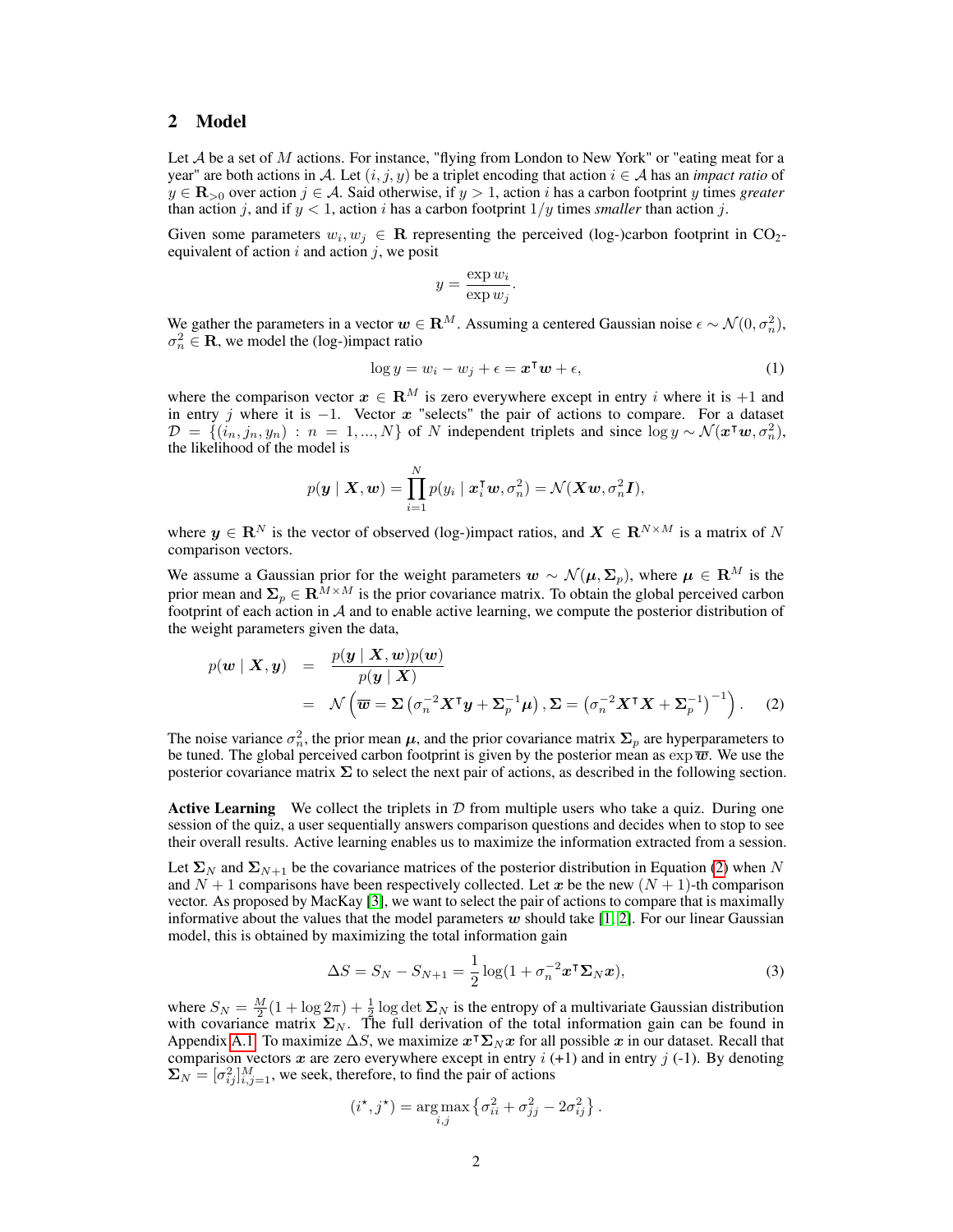## 2 Model

Let $\mathcal{A}$ be a set of $M$ actions. For instance, "flying from London to New York" or "eating meat for a year" are both actions in $\mathcal{A}$. Let $(i, j, y)$ be a triplet encoding that action $i \in \mathcal{A}$ has an *impact ratio* of $y \in \mathbf{R}_{>0}$ over action $j \in \mathcal{A}$. Said otherwise, if $y > 1$, action $i$ has a carbon footprint $y$ times *greater* than action $j$, and if $y < 1$, action $i$ has a carbon footprint $1/y$ times *smaller* than action $j$.

Given some parameters $w_i, w_j \in \mathbf{R}$ representing the perceived (log-)carbon footprint in $CO_2$-equivalent of action $i$ and action $j$, we posit

$$y = \frac{\exp w_i}{\exp w_j}.$$

We gather the parameters in a vector $\boldsymbol{w} \in \mathbf{R}^M$. Assuming a centered Gaussian noise $\epsilon \sim \mathcal{N}(0, \sigma_n^2)$, $\sigma_n^2 \in \mathbf{R}$, we model the (log-)impact ratio

$$\log y = w_i - w_j + \epsilon = \boldsymbol{x}^\intercal \boldsymbol{w} + \epsilon, \tag{1}$$

where the comparison vector $\boldsymbol{x} \in \mathbf{R}^M$ is zero everywhere except in entry $i$ where it is $+1$ and in entry $j$ where it is $-1$. Vector $\boldsymbol{x}$ "selects" the pair of actions to compare. For a dataset $\mathcal{D} = \{(i_n, j_n, y_n) : n = 1, ..., N\}$ of $N$ independent triplets and since $\log y \sim \mathcal{N}(\boldsymbol{x}^\intercal \boldsymbol{w}, \sigma_n^2)$, the likelihood of the model is

$$p(\boldsymbol{y} \mid \boldsymbol{X}, \boldsymbol{w}) = \prod_{i=1}^{N} p(y_i \mid \boldsymbol{x}_i^\intercal \boldsymbol{w}, \sigma_n^2) = \mathcal{N}(\boldsymbol{X}\boldsymbol{w}, \sigma_n^2 \boldsymbol{I}),$$

where $\boldsymbol{y} \in \mathbf{R}^N$ is the vector of observed (log-)impact ratios, and $\boldsymbol{X} \in \mathbf{R}^{N \times M}$ is a matrix of $N$ comparison vectors.

We assume a Gaussian prior for the weight parameters $\boldsymbol{w} \sim \mathcal{N}(\boldsymbol{\mu}, \boldsymbol{\Sigma}_p)$, where $\boldsymbol{\mu} \in \mathbf{R}^M$ is the prior mean and $\boldsymbol{\Sigma}_p \in \mathbf{R}^{M \times M}$ is the prior covariance matrix. To obtain the global perceived carbon footprint of each action in $\mathcal{A}$ and to enable active learning, we compute the posterior distribution of the weight parameters given the data,

$$\begin{aligned} p(\boldsymbol{w} \mid \boldsymbol{X}, \boldsymbol{y}) &= \frac{p(\boldsymbol{y} \mid \boldsymbol{X}, \boldsymbol{w}) p(\boldsymbol{w})}{p(\boldsymbol{y} \mid \boldsymbol{X})} \\ &= \mathcal{N}\left(\overline{\boldsymbol{w}} = \boldsymbol{\Sigma}\left(\sigma_n^{-2} \boldsymbol{X}^\intercal \boldsymbol{y} + \boldsymbol{\Sigma}_p^{-1} \boldsymbol{\mu}\right), \boldsymbol{\Sigma} = \left(\sigma_n^{-2} \boldsymbol{X}^\intercal \boldsymbol{X} + \boldsymbol{\Sigma}_p^{-1}\right)^{-1}\right). \end{aligned} \tag{2}$$

The noise variance $\sigma_n^2$, the prior mean $\boldsymbol{\mu}$, and the prior covariance matrix $\boldsymbol{\Sigma}_p$ are hyperparameters to be tuned. The global perceived carbon footprint is given by the posterior mean as $\exp \overline{\boldsymbol{w}}$. We use the posterior covariance matrix $\boldsymbol{\Sigma}$ to select the next pair of actions, as described in the following section.

**Active Learning** We collect the triplets in $\mathcal{D}$ from multiple users who take a quiz. During one session of the quiz, a user sequentially answers comparison questions and decides when to stop to see their overall results. Active learning enables us to maximize the information extracted from a session.

Let $\boldsymbol{\Sigma}_N$ and $\boldsymbol{\Sigma}_{N+1}$ be the covariance matrices of the posterior distribution in Equation (2) when $N$ and $N+1$ comparisons have been respectively collected. Let $\boldsymbol{x}$ be the new $(N+1)$-th comparison vector. As proposed by MacKay [3], we want to select the pair of actions to compare that is maximally informative about the values that the model parameters $\boldsymbol{w}$ should take [1, 2]. For our linear Gaussian model, this is obtained by maximizing the total information gain

$$\Delta S = S_N - S_{N+1} = \frac{1}{2} \log(1 + \sigma_n^{-2} \boldsymbol{x}^\intercal \boldsymbol{\Sigma}_N \boldsymbol{x}), \tag{3}$$

where $S_N = \frac{M}{2}(1 + \log 2\pi) + \frac{1}{2} \log \det \boldsymbol{\Sigma}_N$ is the entropy of a multivariate Gaussian distribution with covariance matrix $\boldsymbol{\Sigma}_N$. The full derivation of the total information gain can be found in Appendix A.1. To maximize $\Delta S$, we maximize $\boldsymbol{x}^\intercal \boldsymbol{\Sigma}_N \boldsymbol{x}$ for all possible $\boldsymbol{x}$ in our dataset. Recall that comparison vectors $\boldsymbol{x}$ are zero everywhere except in entry $i$ (+1) and in entry $j$ (-1). By denoting $\boldsymbol{\Sigma}_N = [\sigma_{ij}^2]_{i,j=1}^M$, we seek, therefore, to find the pair of actions

$$(i^\star, j^\star) = \arg\max_{i,j} \left\{\sigma_{ii}^2 + \sigma_{jj}^2 - 2\sigma_{ij}^2\right\}.$$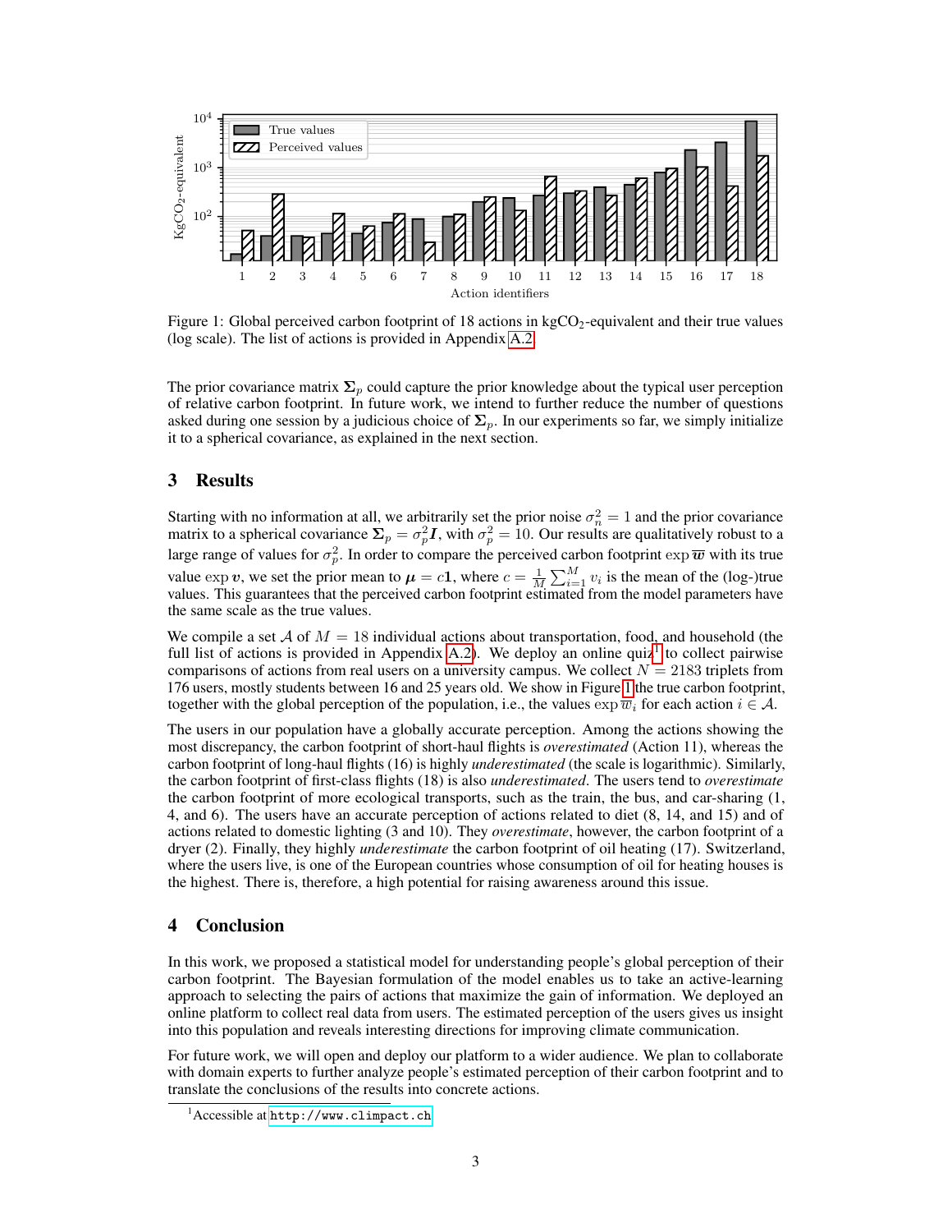Figure 1: Global perceived carbon footprint of 18 actions in kg$CO_2$-equivalent and their true values (log scale). The list of actions is provided in Appendix A.2.

The prior covariance matrix $\mathbf{\Sigma}_p$ could capture the prior knowledge about the typical user perception of relative carbon footprint. In future work, we intend to further reduce the number of questions asked during one session by a judicious choice of $\mathbf{\Sigma}_p$. In our experiments so far, we simply initialize it to a spherical covariance, as explained in the next section.

## 3 Results

Starting with no information at all, we arbitrarily set the prior noise $\sigma_n^2 = 1$ and the prior covariance matrix to a spherical covariance $\mathbf{\Sigma}_p = \sigma_p^2 \boldsymbol{I}$, with $\sigma_p^2 = 10$. Our results are qualitatively robust to a large range of values for $\sigma_p^2$. In order to compare the perceived carbon footprint $\exp \overline{\boldsymbol{w}}$ with its true value $\exp \boldsymbol{v}$, we set the prior mean to $\boldsymbol{\mu} = c\mathbf{1}$, where $c = \frac{1}{M} \sum_{i=1}^{M} v_i$ is the mean of the (log-)true values. This guarantees that the perceived carbon footprint estimated from the model parameters have the same scale as the true values.

We compile a set $\mathcal{A}$ of $M = 18$ individual actions about transportation, food, and household (the full list of actions is provided in Appendix A.2). We deploy an online quiz[1] to collect pairwise comparisons of actions from real users on a university campus. We collect $N = 2183$ triplets from 176 users, mostly students between 16 and 25 years old. We show in Figure 1 the true carbon footprint, together with the global perception of the population, i.e., the values $\exp \overline{w}_i$ for each action $i \in \mathcal{A}$.

The users in our population have a globally accurate perception. Among the actions showing the most discrepancy, the carbon footprint of short-haul flights is *overestimated* (Action 11), whereas the carbon footprint of long-haul flights (16) is highly *underestimated* (the scale is logarithmic). Similarly, the carbon footprint of first-class flights (18) is also *underestimated*. The users tend to *overestimate* the carbon footprint of more ecological transports, such as the train, the bus, and car-sharing (1, 4, and 6). The users have an accurate perception of actions related to diet (8, 14, and 15) and of actions related to domestic lighting (3 and 10). They *overestimate*, however, the carbon footprint of a dryer (2). Finally, they highly *underestimate* the carbon footprint of oil heating (17). Switzerland, where the users live, is one of the European countries whose consumption of oil for heating houses is the highest. There is, therefore, a high potential for raising awareness around this issue.

## 4 Conclusion

In this work, we proposed a statistical model for understanding people's global perception of their carbon footprint. The Bayesian formulation of the model enables us to take an active-learning approach to selecting the pairs of actions that maximize the gain of information. We deployed an online platform to collect real data from users. The estimated perception of the users gives us insight into this population and reveals interesting directions for improving climate communication.

For future work, we will open and deploy our platform to a wider audience. We plan to collaborate with domain experts to further analyze people's estimated perception of their carbon footprint and to translate the conclusions of the results into concrete actions.

[1] Accessible at http://www.climpact.ch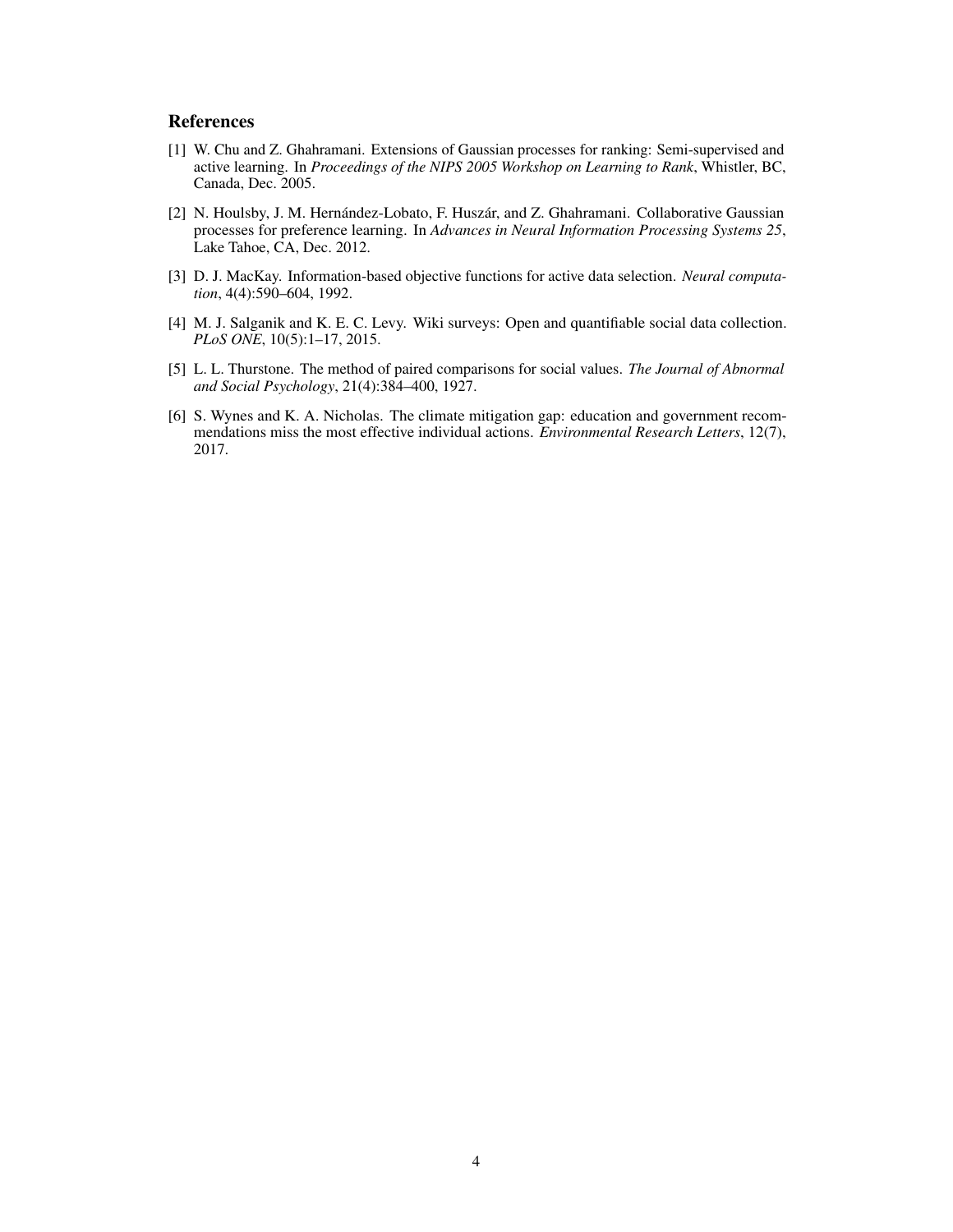## References

[1] W. Chu and Z. Ghahramani. Extensions of Gaussian processes for ranking: Semi-supervised and active learning. In *Proceedings of the NIPS 2005 Workshop on Learning to Rank*, Whistler, BC, Canada, Dec. 2005.

[2] N. Houlsby, J. M. Hernández-Lobato, F. Huszár, and Z. Ghahramani. Collaborative Gaussian processes for preference learning. In *Advances in Neural Information Processing Systems 25*, Lake Tahoe, CA, Dec. 2012.

[3] D. J. MacKay. Information-based objective functions for active data selection. *Neural computation*, 4(4):590–604, 1992.

[4] M. J. Salganik and K. E. C. Levy. Wiki surveys: Open and quantifiable social data collection. *PLoS ONE*, 10(5):1–17, 2015.

[5] L. L. Thurstone. The method of paired comparisons for social values. *The Journal of Abnormal and Social Psychology*, 21(4):384–400, 1927.

[6] S. Wynes and K. A. Nicholas. The climate mitigation gap: education and government recommendations miss the most effective individual actions. *Environmental Research Letters*, 12(7), 2017.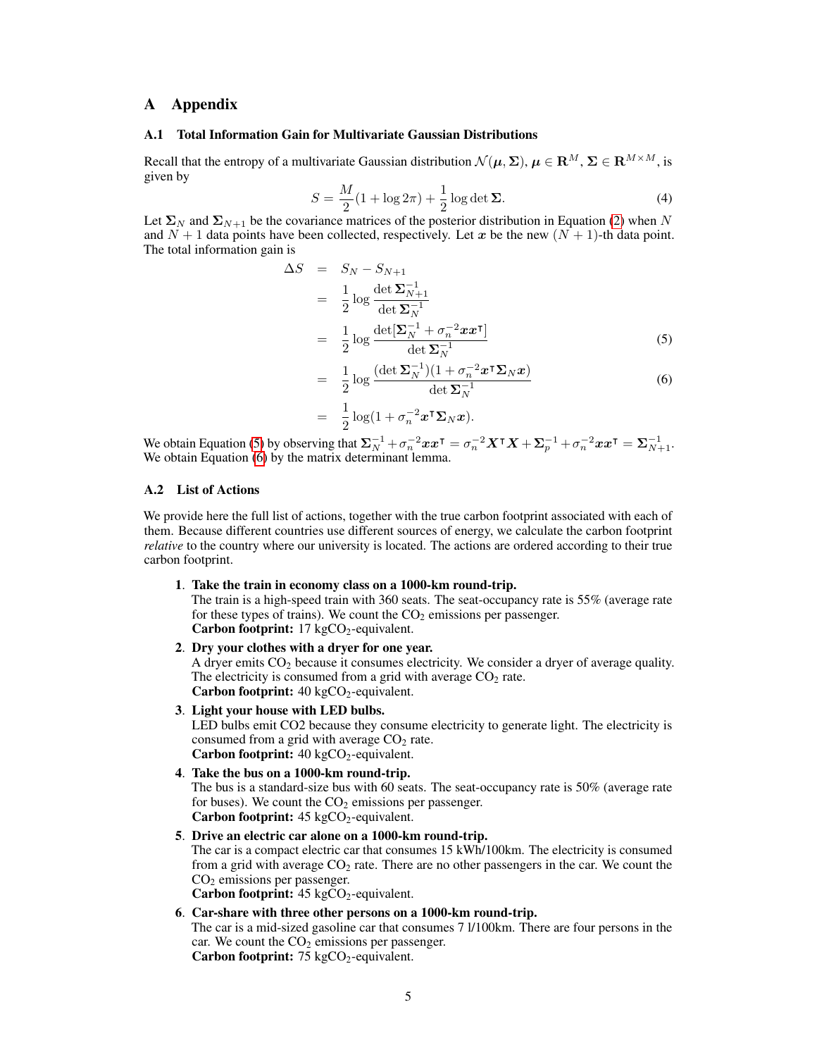# A Appendix

## A.1 Total Information Gain for Multivariate Gaussian Distributions

Recall that the entropy of a multivariate Gaussian distribution $\mathcal{N}(\boldsymbol{\mu}, \boldsymbol{\Sigma})$, $\boldsymbol{\mu} \in \mathbf{R}^M$, $\boldsymbol{\Sigma} \in \mathbf{R}^{M \times M}$, is given by

$$S = \frac{M}{2}(1 + \log 2\pi) + \frac{1}{2} \log \det \boldsymbol{\Sigma}. \tag{4}$$

Let $\boldsymbol{\Sigma}_N$ and $\boldsymbol{\Sigma}_{N+1}$ be the covariance matrices of the posterior distribution in Equation (2) when $N$ and $N+1$ data points have been collected, respectively. Let $\boldsymbol{x}$ be the new $(N+1)$-th data point. The total information gain is

$$\begin{aligned}
\Delta S &= S_N - S_{N+1} \\
&= \frac{1}{2} \log \frac{\det \boldsymbol{\Sigma}_{N+1}^{-1}}{\det \boldsymbol{\Sigma}_N^{-1}} \\
&= \frac{1}{2} \log \frac{\det[\boldsymbol{\Sigma}_N^{-1} + \sigma_n^{-2} \boldsymbol{x}\boldsymbol{x}^\intercal]}{\det \boldsymbol{\Sigma}_N^{-1}} \qquad (5) \\
&= \frac{1}{2} \log \frac{(\det \boldsymbol{\Sigma}_N^{-1})(1 + \sigma_n^{-2} \boldsymbol{x}^\intercal \boldsymbol{\Sigma}_N \boldsymbol{x})}{\det \boldsymbol{\Sigma}_N^{-1}} \qquad (6) \\
&= \frac{1}{2} \log(1 + \sigma_n^{-2} \boldsymbol{x}^\intercal \boldsymbol{\Sigma}_N \boldsymbol{x}).
\end{aligned}$$

We obtain Equation (5) by observing that $\boldsymbol{\Sigma}_N^{-1} + \sigma_n^{-2}\boldsymbol{x}\boldsymbol{x}^\intercal = \sigma_n^{-2}\boldsymbol{X}^\intercal\boldsymbol{X} + \boldsymbol{\Sigma}_p^{-1} + \sigma_n^{-2}\boldsymbol{x}\boldsymbol{x}^\intercal = \boldsymbol{\Sigma}_{N+1}^{-1}$. We obtain Equation (6) by the matrix determinant lemma.

## A.2 List of Actions

We provide here the full list of actions, together with the true carbon footprint associated with each of them. Because different countries use different sources of energy, we calculate the carbon footprint *relative* to the country where our university is located. The actions are ordered according to their true carbon footprint.

1. **Take the train in economy class on a 1000-km round-trip.**
   The train is a high-speed train with 360 seats. The seat-occupancy rate is 55% (average rate for these types of trains). We count the $CO_2$ emissions per passenger.
   **Carbon footprint:** 17 kg$CO_2$-equivalent.

2. **Dry your clothes with a dryer for one year.**
   A dryer emits $CO_2$ because it consumes electricity. We consider a dryer of average quality. The electricity is consumed from a grid with average $CO_2$ rate.
   **Carbon footprint:** 40 kg$CO_2$-equivalent.

3. **Light your house with LED bulbs.**
   LED bulbs emit CO2 because they consume electricity to generate light. The electricity is consumed from a grid with average $CO_2$ rate.
   **Carbon footprint:** 40 kg$CO_2$-equivalent.

4. **Take the bus on a 1000-km round-trip.**
   The bus is a standard-size bus with 60 seats. The seat-occupancy rate is 50% (average rate for buses). We count the $CO_2$ emissions per passenger.
   **Carbon footprint:** 45 kg$CO_2$-equivalent.

5. **Drive an electric car alone on a 1000-km round-trip.**
   The car is a compact electric car that consumes 15 kWh/100km. The electricity is consumed from a grid with average $CO_2$ rate. There are no other passengers in the car. We count the $CO_2$ emissions per passenger.
   **Carbon footprint:** 45 kg$CO_2$-equivalent.

6. **Car-share with three other persons on a 1000-km round-trip.**
   The car is a mid-sized gasoline car that consumes 7 l/100km. There are four persons in the car. We count the $CO_2$ emissions per passenger.
   **Carbon footprint:** 75 kg$CO_2$-equivalent.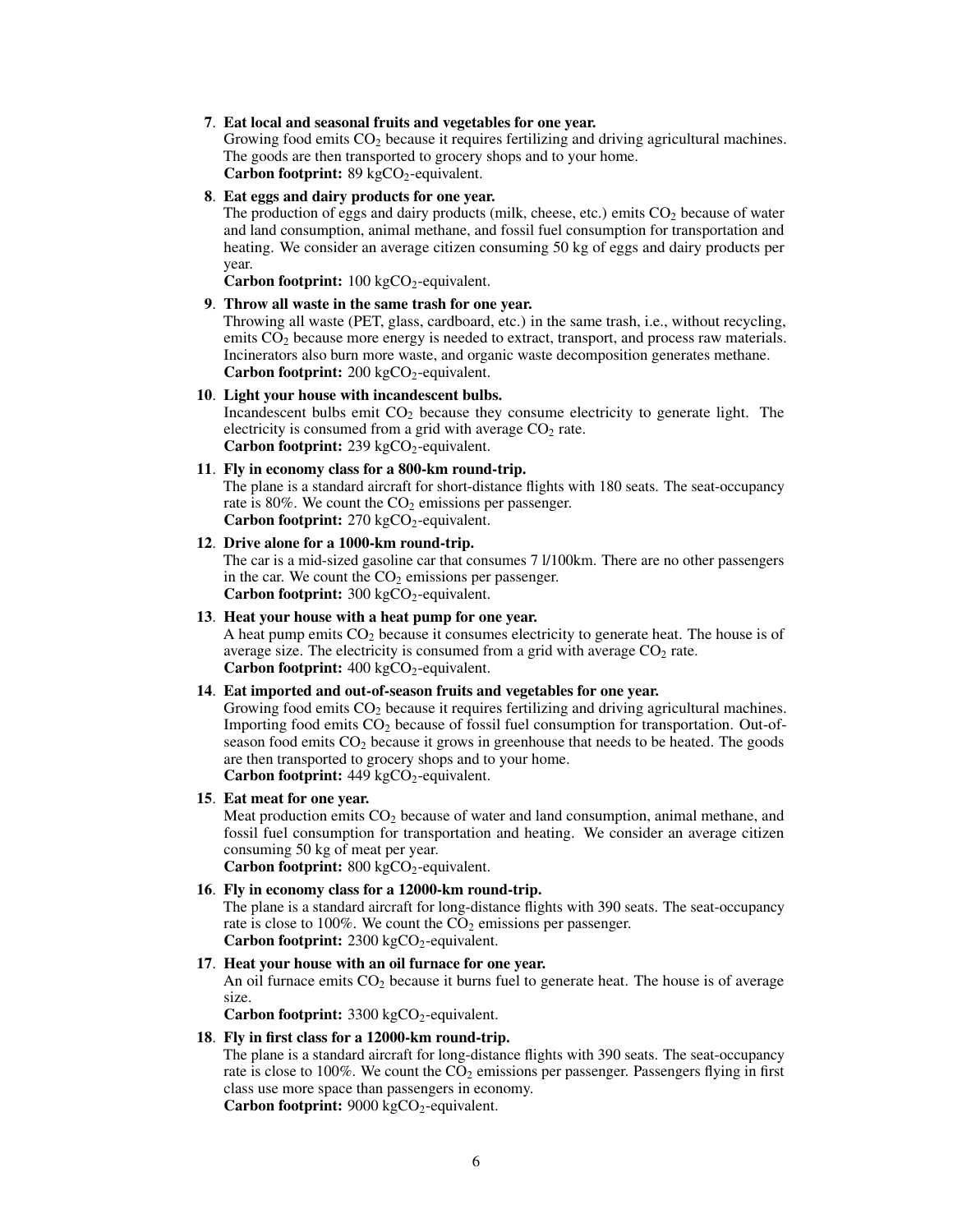7. **Eat local and seasonal fruits and vegetables for one year.**
   Growing food emits $CO_2$ because it requires fertilizing and driving agricultural machines. The goods are then transported to grocery shops and to your home.
   **Carbon footprint:** 89 kg$CO_2$-equivalent.

8. **Eat eggs and dairy products for one year.**
   The production of eggs and dairy products (milk, cheese, etc.) emits $CO_2$ because of water and land consumption, animal methane, and fossil fuel consumption for transportation and heating. We consider an average citizen consuming 50 kg of eggs and dairy products per year.
   **Carbon footprint:** 100 kg$CO_2$-equivalent.

9. **Throw all waste in the same trash for one year.**
   Throwing all waste (PET, glass, cardboard, etc.) in the same trash, i.e., without recycling, emits $CO_2$ because more energy is needed to extract, transport, and process raw materials. Incinerators also burn more waste, and organic waste decomposition generates methane.
   **Carbon footprint:** 200 kg$CO_2$-equivalent.

10. **Light your house with incandescent bulbs.**
    Incandescent bulbs emit $CO_2$ because they consume electricity to generate light. The electricity is consumed from a grid with average $CO_2$ rate.
    **Carbon footprint:** 239 kg$CO_2$-equivalent.

11. **Fly in economy class for a 800-km round-trip.**
    The plane is a standard aircraft for short-distance flights with 180 seats. The seat-occupancy rate is 80%. We count the $CO_2$ emissions per passenger.
    **Carbon footprint:** 270 kg$CO_2$-equivalent.

12. **Drive alone for a 1000-km round-trip.**
    The car is a mid-sized gasoline car that consumes 7 l/100km. There are no other passengers in the car. We count the $CO_2$ emissions per passenger.
    **Carbon footprint:** 300 kg$CO_2$-equivalent.

13. **Heat your house with a heat pump for one year.**
    A heat pump emits $CO_2$ because it consumes electricity to generate heat. The house is of average size. The electricity is consumed from a grid with average $CO_2$ rate.
    **Carbon footprint:** 400 kg$CO_2$-equivalent.

14. **Eat imported and out-of-season fruits and vegetables for one year.**
    Growing food emits $CO_2$ because it requires fertilizing and driving agricultural machines. Importing food emits $CO_2$ because of fossil fuel consumption for transportation. Out-of-season food emits $CO_2$ because it grows in greenhouse that needs to be heated. The goods are then transported to grocery shops and to your home.
    **Carbon footprint:** 449 kg$CO_2$-equivalent.

15. **Eat meat for one year.**
    Meat production emits $CO_2$ because of water and land consumption, animal methane, and fossil fuel consumption for transportation and heating. We consider an average citizen consuming 50 kg of meat per year.
    **Carbon footprint:** 800 kg$CO_2$-equivalent.

16. **Fly in economy class for a 12000-km round-trip.**
    The plane is a standard aircraft for long-distance flights with 390 seats. The seat-occupancy rate is close to 100%. We count the $CO_2$ emissions per passenger.
    **Carbon footprint:** 2300 kg$CO_2$-equivalent.

17. **Heat your house with an oil furnace for one year.**
    An oil furnace emits $CO_2$ because it burns fuel to generate heat. The house is of average size.
    **Carbon footprint:** 3300 kg$CO_2$-equivalent.

18. **Fly in first class for a 12000-km round-trip.**
    The plane is a standard aircraft for long-distance flights with 390 seats. The seat-occupancy rate is close to 100%. We count the $CO_2$ emissions per passenger. Passengers flying in first class use more space than passengers in economy.
    **Carbon footprint:** 9000 kg$CO_2$-equivalent.